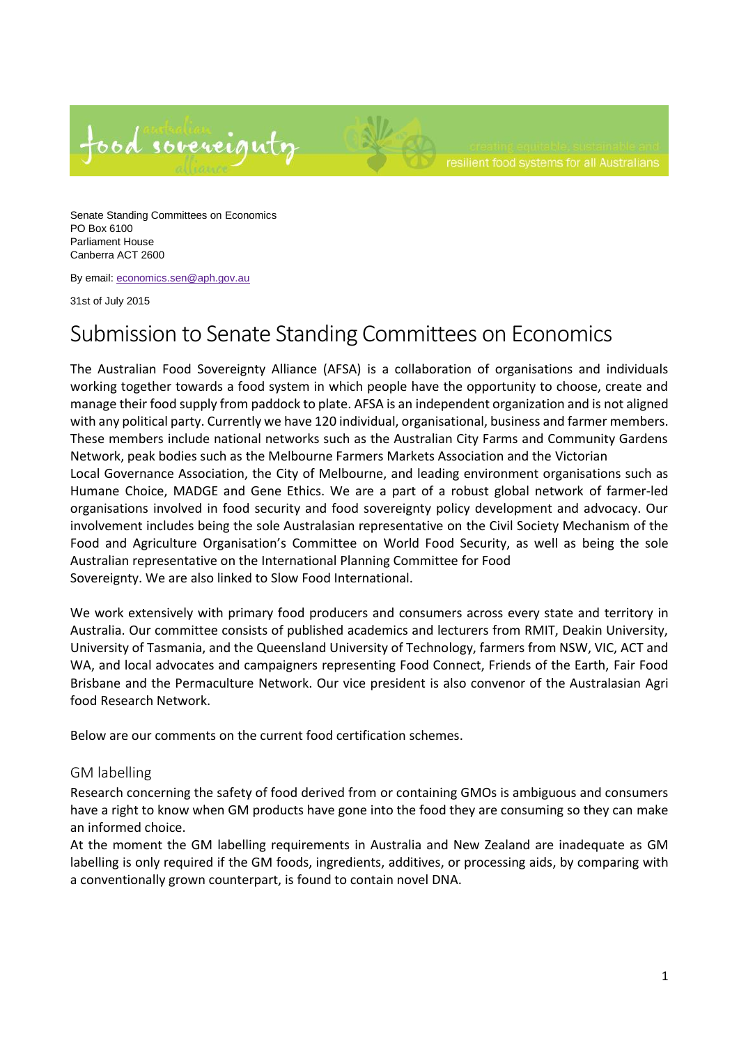australian food sovereignty alliance

creating equitable, sustainable and resilient food systems for all Australians

Senate Standing Committees on Economics
PO Box 6100
Parliament House
Canberra ACT 2600

By email: economics.sen@aph.gov.au

31st of July 2015

# Submission to Senate Standing Committees on Economics

The Australian Food Sovereignty Alliance (AFSA) is a collaboration of organisations and individuals working together towards a food system in which people have the opportunity to choose, create and manage their food supply from paddock to plate. AFSA is an independent organization and is not aligned with any political party. Currently we have 120 individual, organisational, business and farmer members. These members include national networks such as the Australian City Farms and Community Gardens Network, peak bodies such as the Melbourne Farmers Markets Association and the Victorian Local Governance Association, the City of Melbourne, and leading environment organisations such as Humane Choice, MADGE and Gene Ethics. We are a part of a robust global network of farmer-led organisations involved in food security and food sovereignty policy development and advocacy. Our involvement includes being the sole Australasian representative on the Civil Society Mechanism of the Food and Agriculture Organisation's Committee on World Food Security, as well as being the sole Australian representative on the International Planning Committee for Food Sovereignty. We are also linked to Slow Food International.

We work extensively with primary food producers and consumers across every state and territory in Australia. Our committee consists of published academics and lecturers from RMIT, Deakin University, University of Tasmania, and the Queensland University of Technology, farmers from NSW, VIC, ACT and WA, and local advocates and campaigners representing Food Connect, Friends of the Earth, Fair Food Brisbane and the Permaculture Network. Our vice president is also convenor of the Australasian Agri food Research Network.

Below are our comments on the current food certification schemes.

## GM labelling

Research concerning the safety of food derived from or containing GMOs is ambiguous and consumers have a right to know when GM products have gone into the food they are consuming so they can make an informed choice.

At the moment the GM labelling requirements in Australia and New Zealand are inadequate as GM labelling is only required if the GM foods, ingredients, additives, or processing aids, by comparing with a conventionally grown counterpart, is found to contain novel DNA.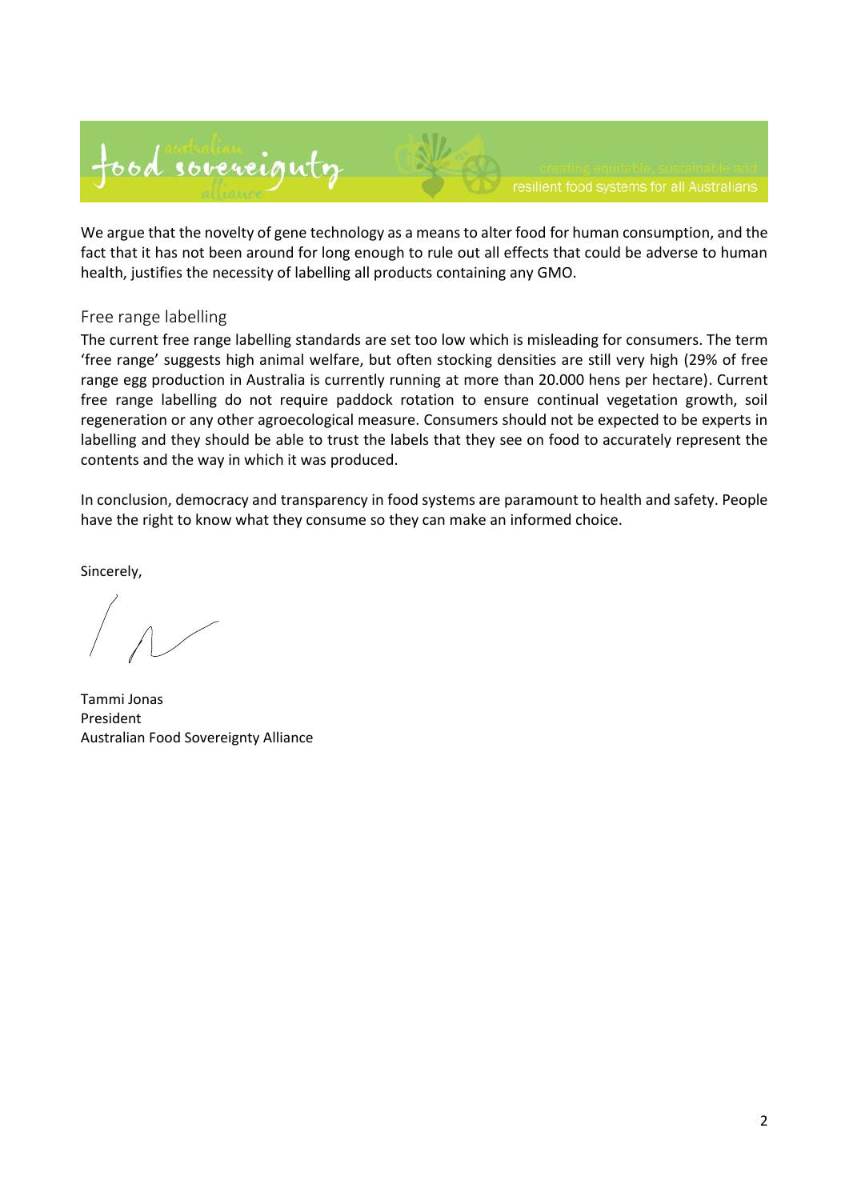We argue that the novelty of gene technology as a means to alter food for human consumption, and the fact that it has not been around for long enough to rule out all effects that could be adverse to human health, justifies the necessity of labelling all products containing any GMO.

## Free range labelling

The current free range labelling standards are set too low which is misleading for consumers. The term 'free range' suggests high animal welfare, but often stocking densities are still very high (29% of free range egg production in Australia is currently running at more than 20.000 hens per hectare). Current free range labelling do not require paddock rotation to ensure continual vegetation growth, soil regeneration or any other agroecological measure. Consumers should not be expected to be experts in labelling and they should be able to trust the labels that they see on food to accurately represent the contents and the way in which it was produced.

In conclusion, democracy and transparency in food systems are paramount to health and safety. People have the right to know what they consume so they can make an informed choice.

Sincerely,

Tammi Jonas
President
Australian Food Sovereignty Alliance